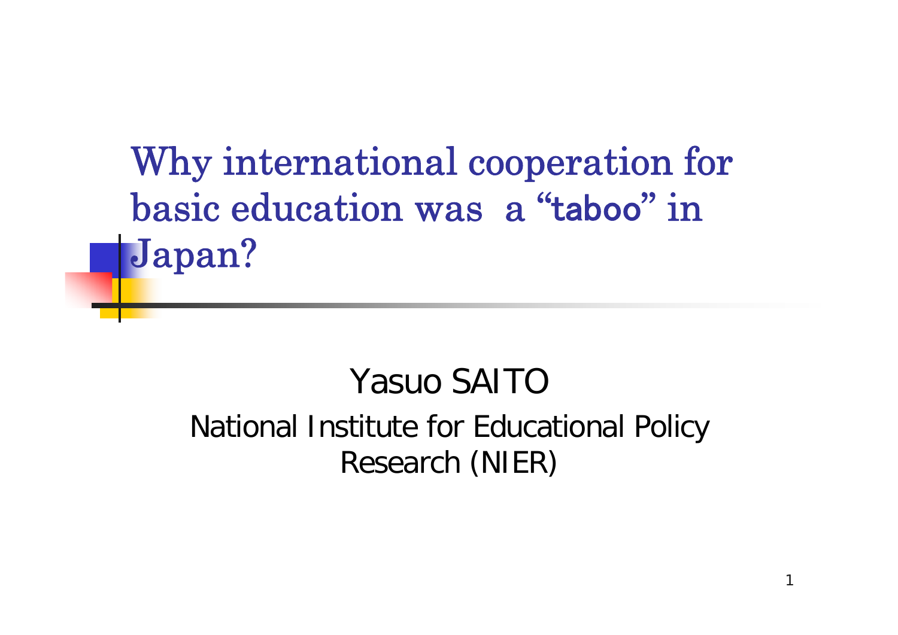# Why international cooperation for basic education was a "taboo" in Japan?

Yasuo SAITO

National Institute for Educational Policy Research (NIER)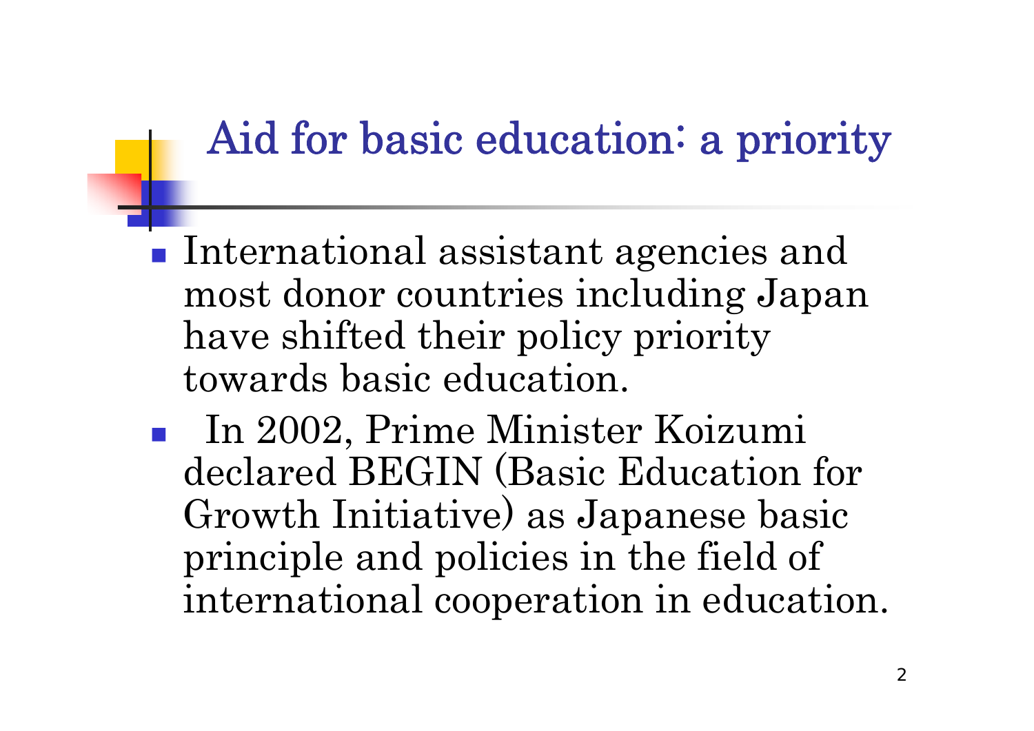# Aid for basic education: a priority

- International assistant agencies and most donor countries including Japan have shifted their policy priority towards basic education.
- In 2002, Prime Minister Koizumi declared BEGIN (Basic Education for Growth Initiative) as Japanese basic principle and policies in the field of international cooperation in education.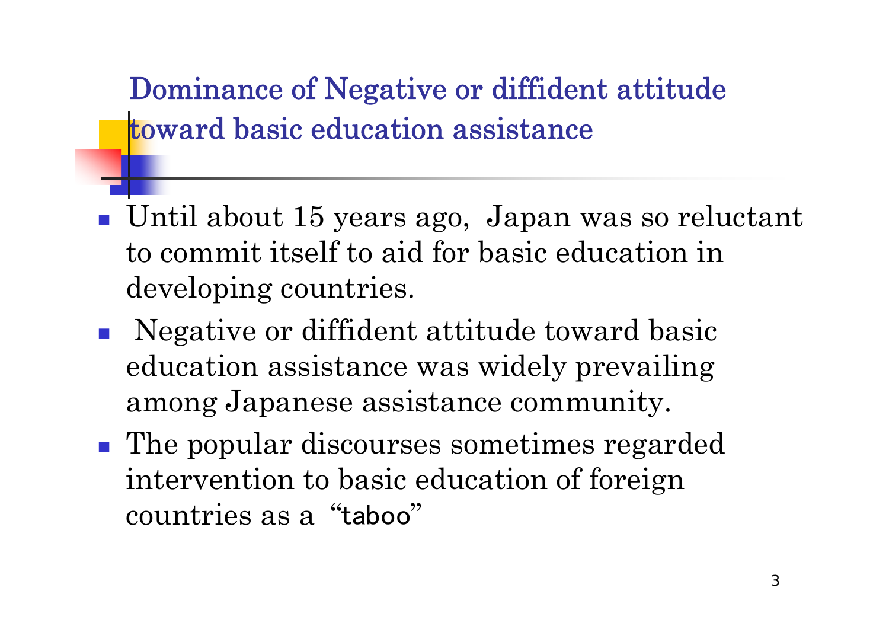## Dominance of Negative or diffident attitude toward basic education assistance

- Until about 15 years ago, Japan was so reluctant to commit itself to aid for basic education in developing countries.
- Negative or diffident attitude toward basic education assistance was widely prevailing among Japanese assistance community.
- The popular discourses sometimes regarded intervention to basic education of foreign countries as a "taboo"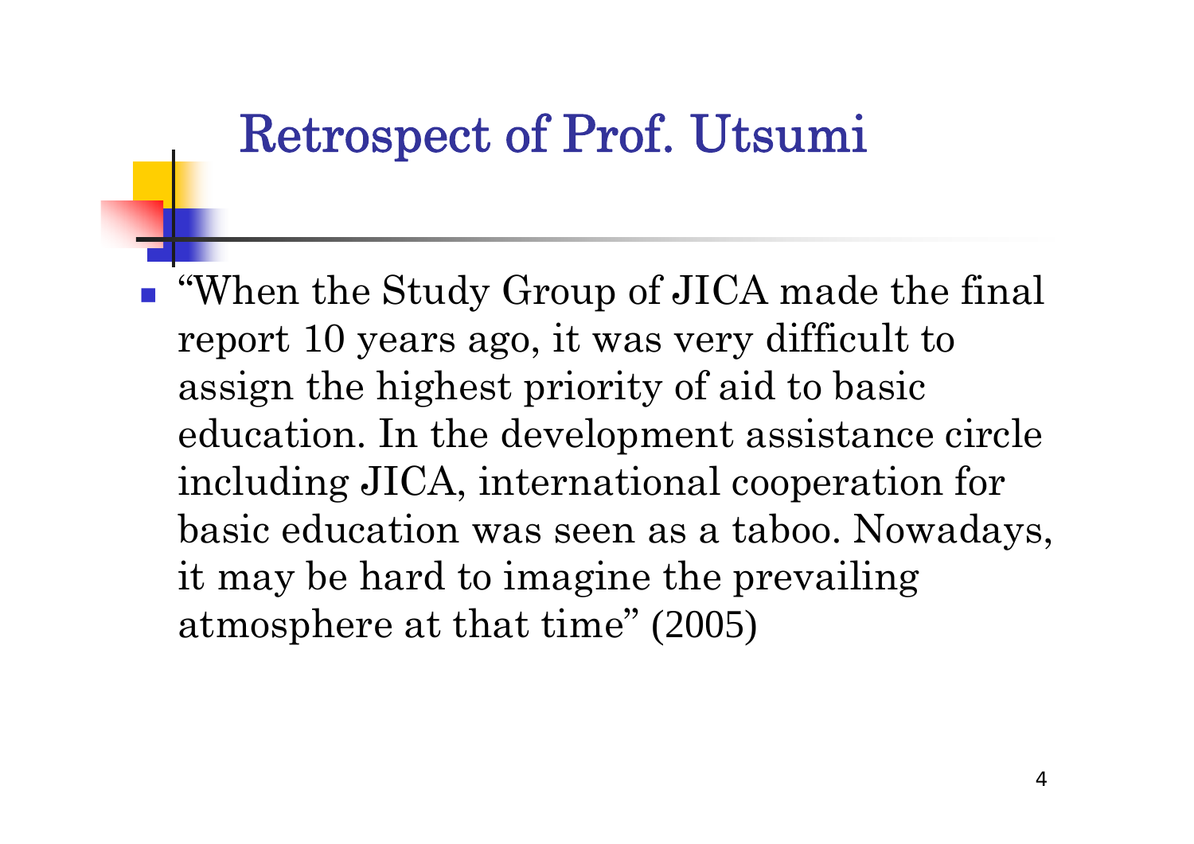# Retrospect of Prof. Utsumi

- “When the Study Group of JICA made the final report 10 years ago, it was very difficult to assign the highest priority of aid to basic education. In the development assistance circle including JICA, international cooperation for basic education was seen as a taboo. Nowadays, it may be hard to imagine the prevailing atmosphere at that time” (2005)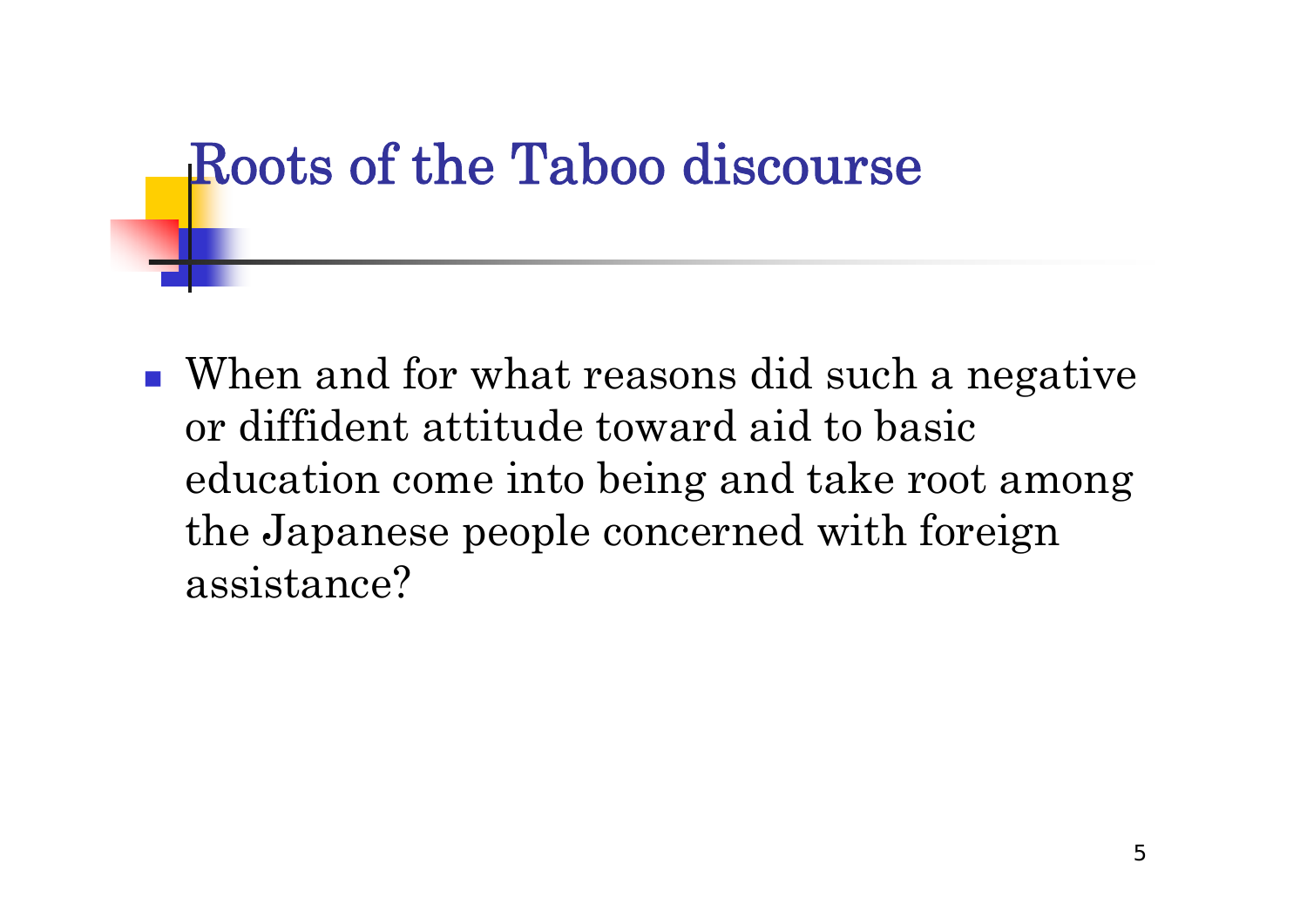# Roots of the Taboo discourse

- When and for what reasons did such a negative or diffident attitude toward aid to basic education come into being and take root among the Japanese people concerned with foreign assistance?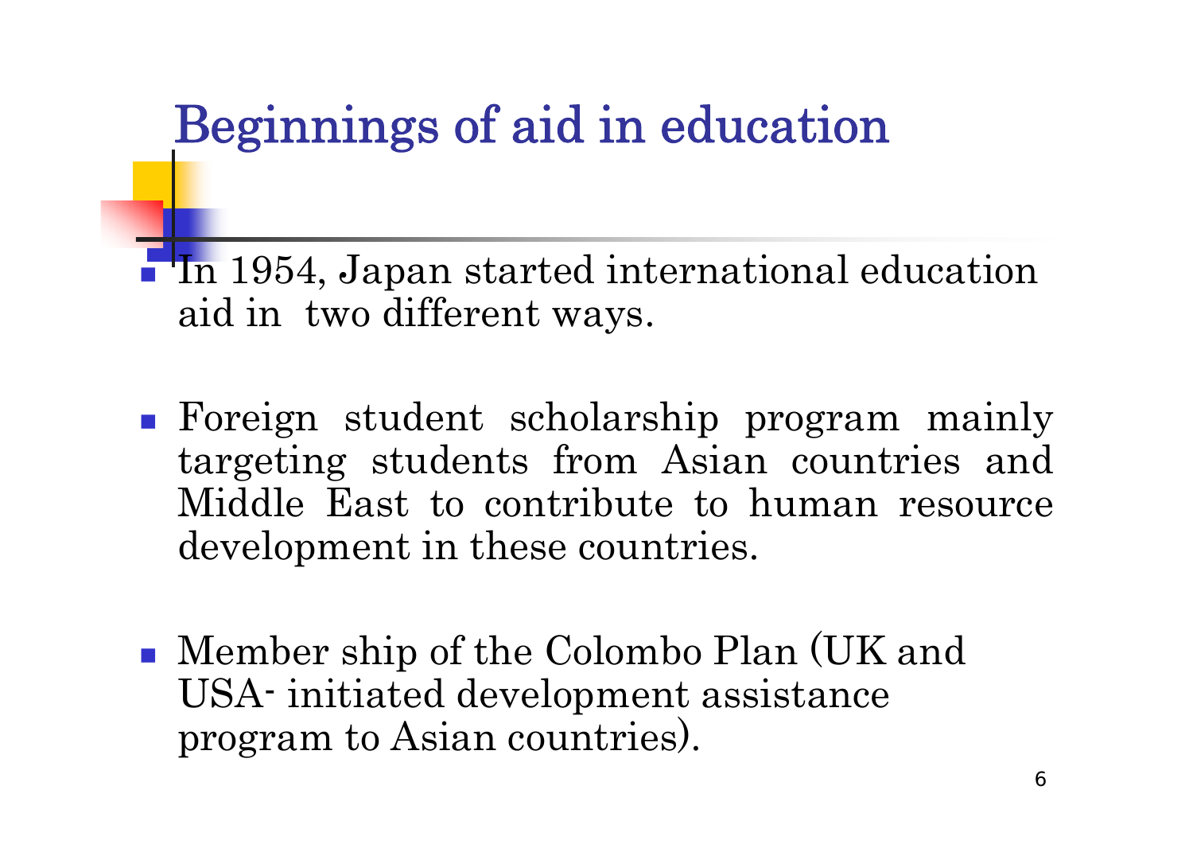# Beginnings of aid in education

- In 1954, Japan started international education aid in two different ways.

- Foreign student scholarship program mainly targeting students from Asian countries and Middle East to contribute to human resource development in these countries.

- Member ship of the Colombo Plan (UK and USA- initiated development assistance program to Asian countries).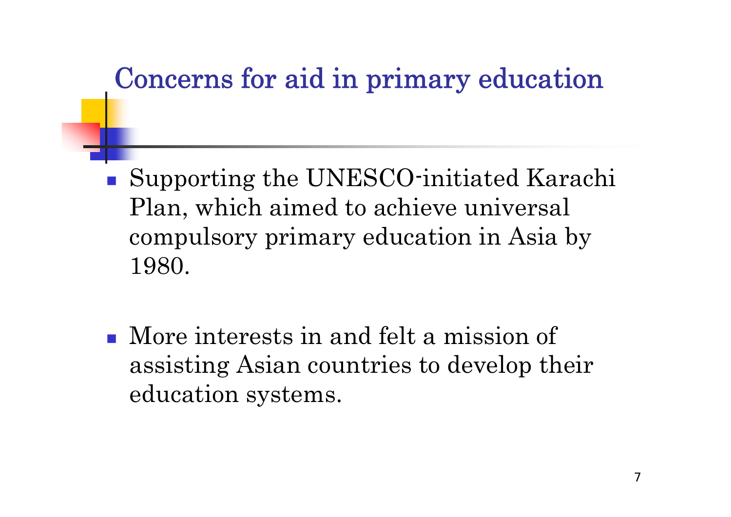# Concerns for aid in primary education

- Supporting the UNESCO-initiated Karachi Plan, which aimed to achieve universal compulsory primary education in Asia by 1980.

- More interests in and felt a mission of assisting Asian countries to develop their education systems.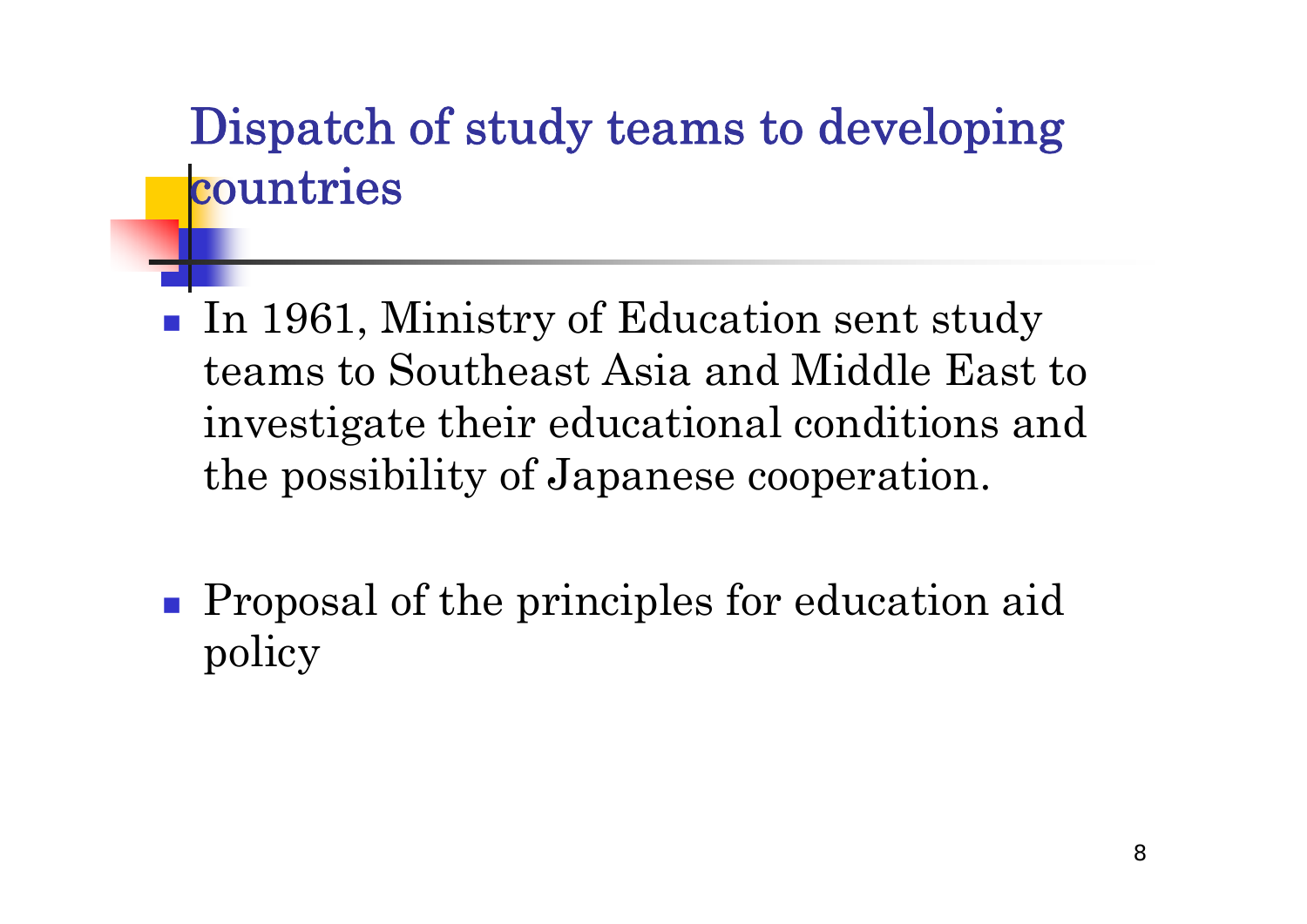# Dispatch of study teams to developing countries

- In 1961, Ministry of Education sent study teams to Southeast Asia and Middle East to investigate their educational conditions and the possibility of Japanese cooperation.

- Proposal of the principles for education aid policy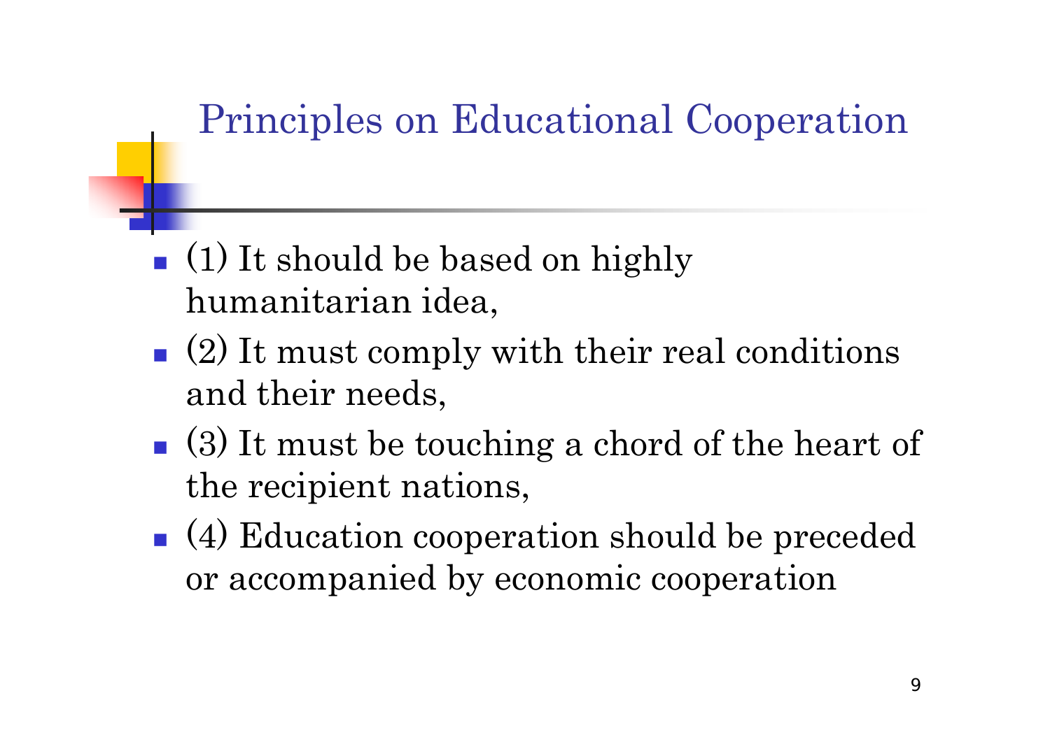# Principles on Educational Cooperation

- (1) It should be based on highly humanitarian idea,
- (2) It must comply with their real conditions and their needs,
- (3) It must be touching a chord of the heart of the recipient nations,
- (4) Education cooperation should be preceded or accompanied by economic cooperation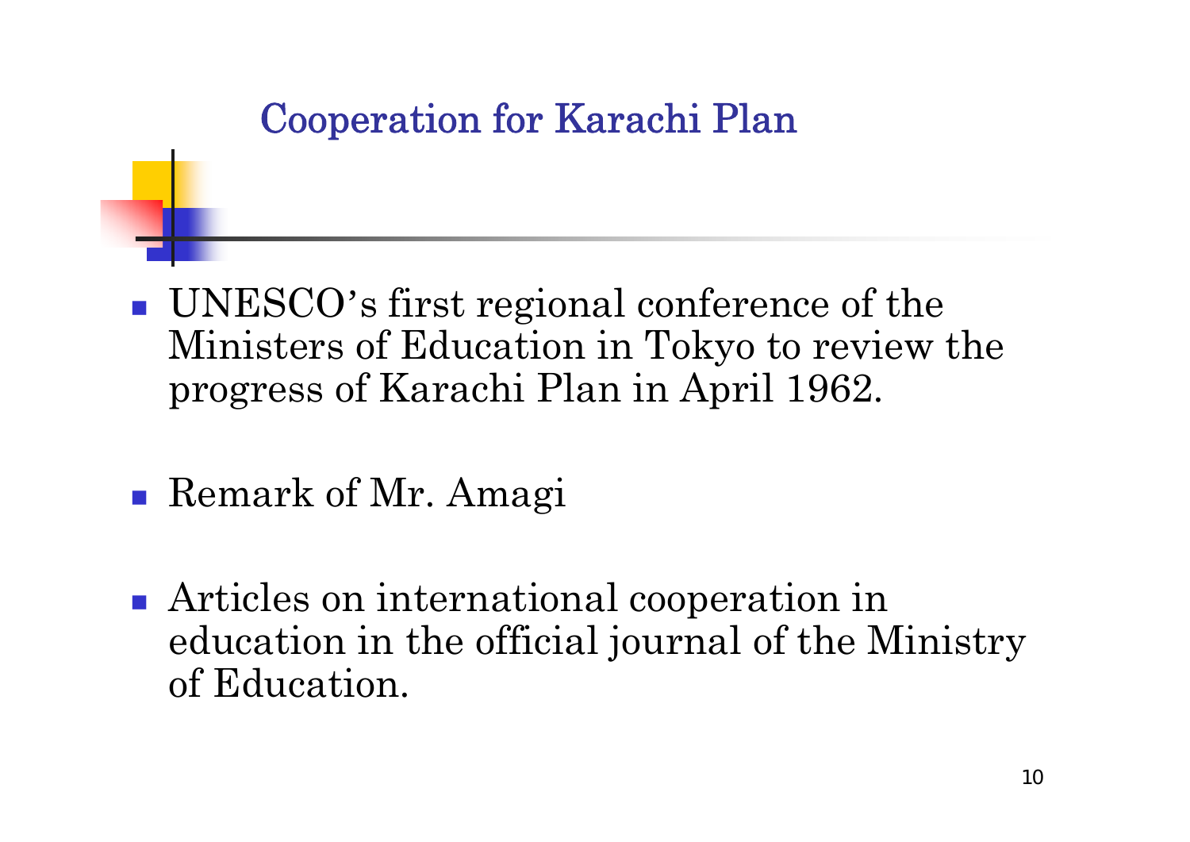# Cooperation for Karachi Plan

- UNESCO's first regional conference of the Ministers of Education in Tokyo to review the progress of Karachi Plan in April 1962.
- Remark of Mr. Amagi
- Articles on international cooperation in education in the official journal of the Ministry of Education.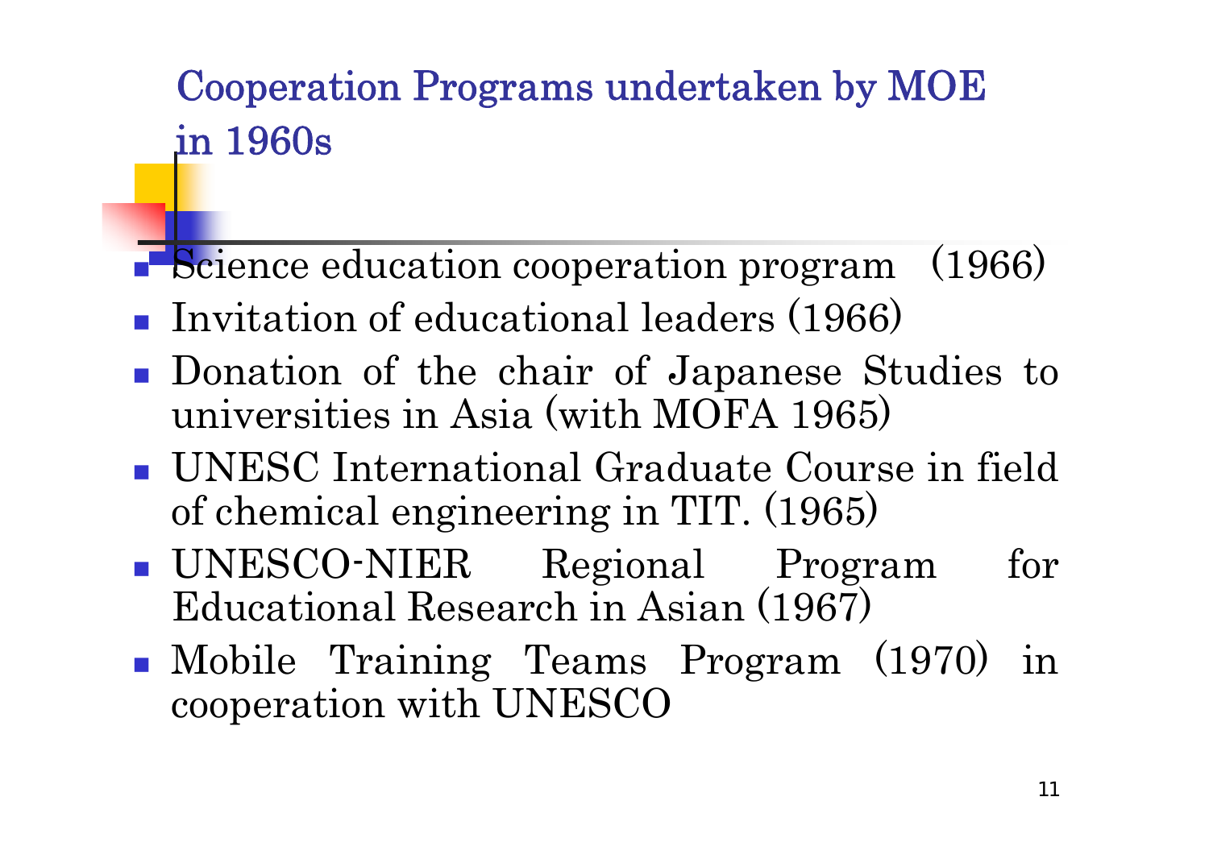## Cooperation Programs undertaken by MOE in 1960s

- Science education cooperation program （1966）
- Invitation of educational leaders (1966)
- Donation of the chair of Japanese Studies to universities in Asia (with MOFA 1965)
- UNESC International Graduate Course in field of chemical engineering in TIT. (1965)
- UNESCO-NIER Regional Program for Educational Research in Asian (1967)
- Mobile Training Teams Program (1970) in cooperation with UNESCO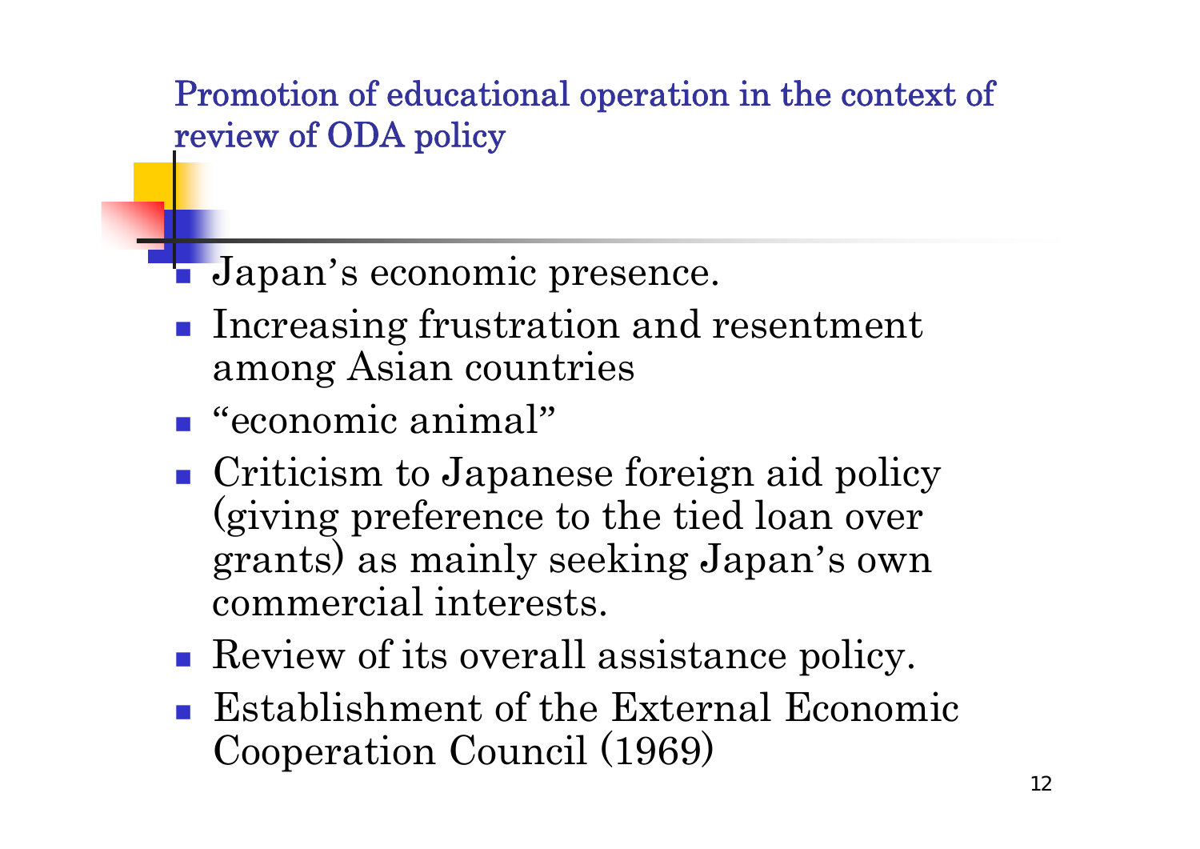# Promotion of educational operation in the context of review of ODA policy

- Japan's economic presence.
- Increasing frustration and resentment among Asian countries
- "economic animal"
- Criticism to Japanese foreign aid policy (giving preference to the tied loan over grants) as mainly seeking Japan's own commercial interests.
- Review of its overall assistance policy.
- Establishment of the External Economic Cooperation Council (1969)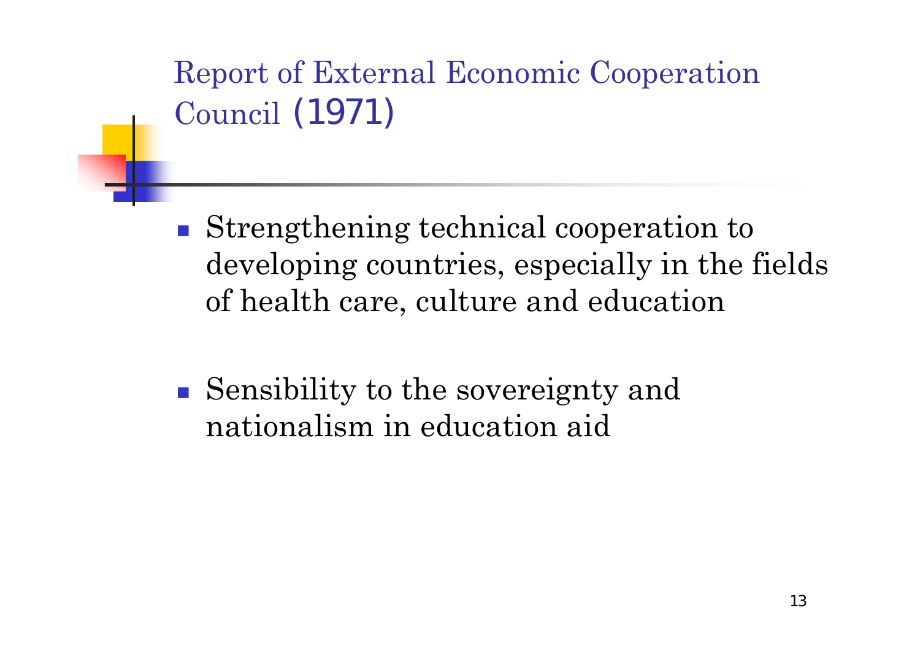# Report of External Economic Cooperation Council (1971)

- Strengthening technical cooperation to developing countries, especially in the fields of health care, culture and education
- Sensibility to the sovereignty and nationalism in education aid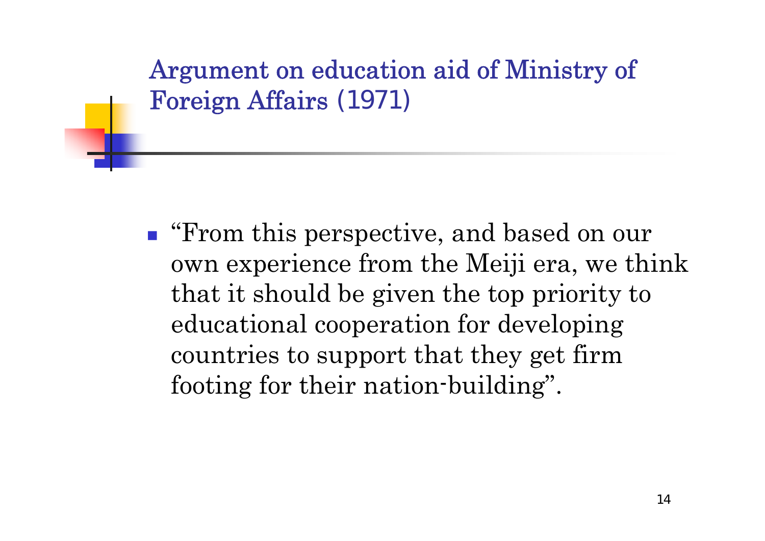# Argument on education aid of Ministry of Foreign Affairs (1971)

- "From this perspective, and based on our own experience from the Meiji era, we think that it should be given the top priority to educational cooperation for developing countries to support that they get firm footing for their nation-building".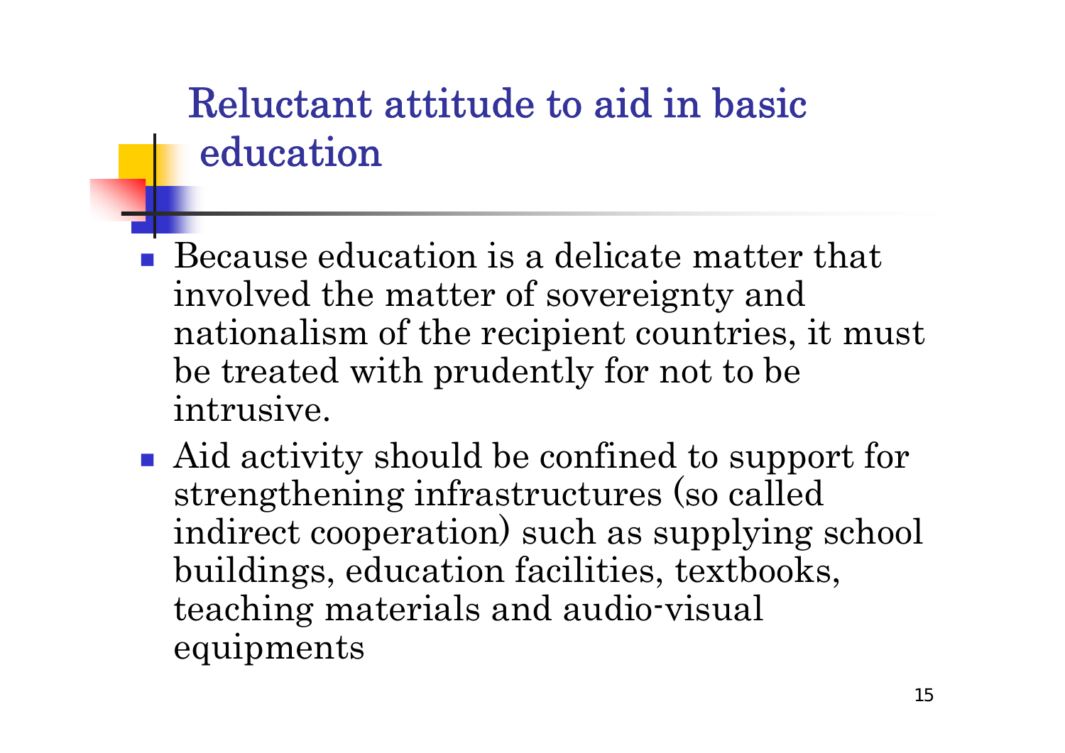# Reluctant attitude to aid in basic education

- Because education is a delicate matter that involved the matter of sovereignty and nationalism of the recipient countries, it must be treated with prudently for not to be intrusive.
- Aid activity should be confined to support for strengthening infrastructures (so called indirect cooperation) such as supplying school buildings, education facilities, textbooks, teaching materials and audio-visual equipments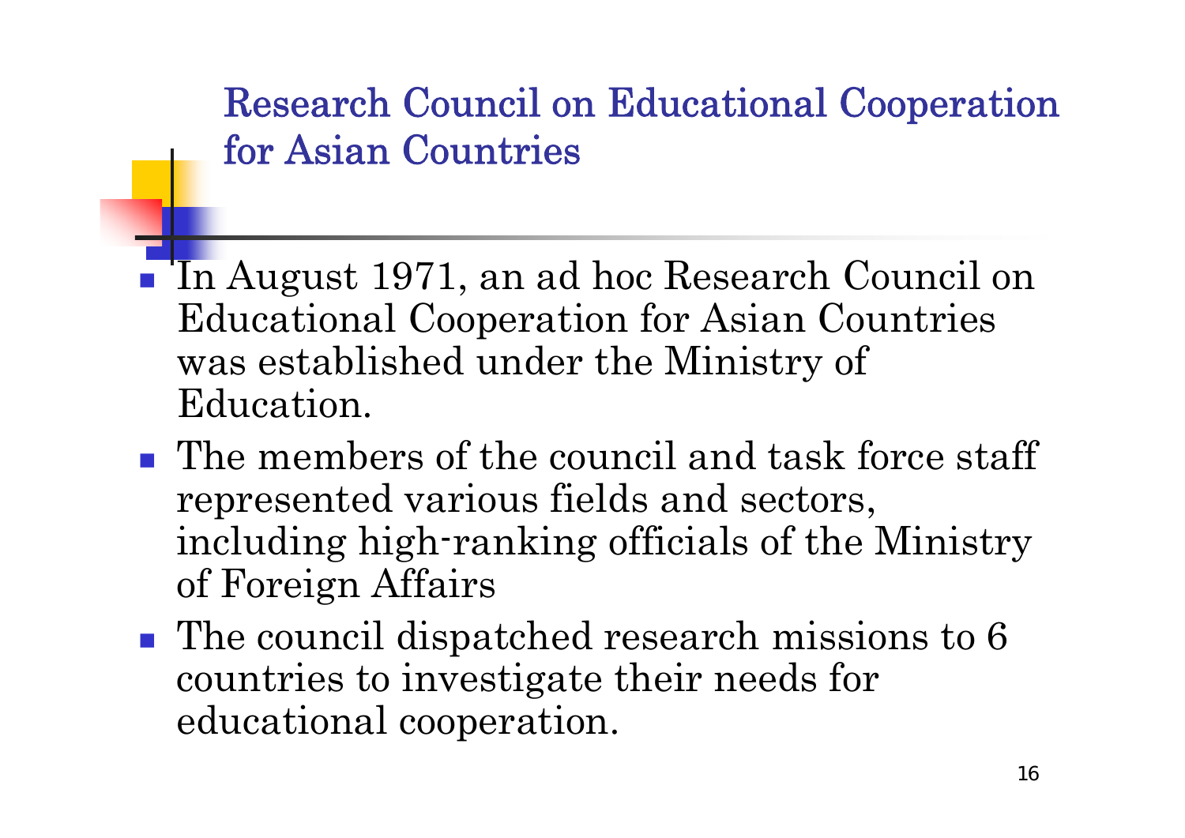# Research Council on Educational Cooperation for Asian Countries

- In August 1971, an ad hoc Research Council on Educational Cooperation for Asian Countries was established under the Ministry of Education.
- The members of the council and task force staff represented various fields and sectors, including high-ranking officials of the Ministry of Foreign Affairs
- The council dispatched research missions to 6 countries to investigate their needs for educational cooperation.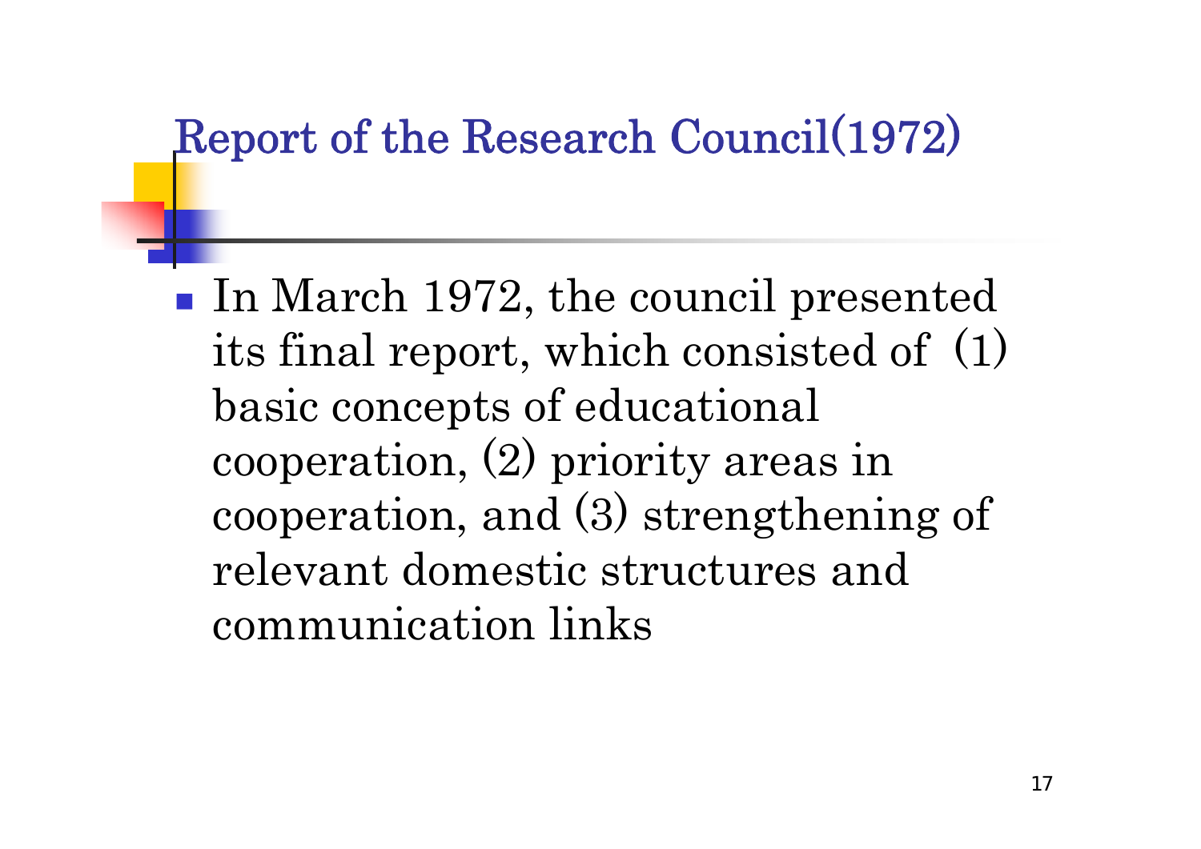# Report of the Research Council(1972)

- In March 1972, the council presented its final report, which consisted of (1) basic concepts of educational cooperation, (2) priority areas in cooperation, and (3) strengthening of relevant domestic structures and communication links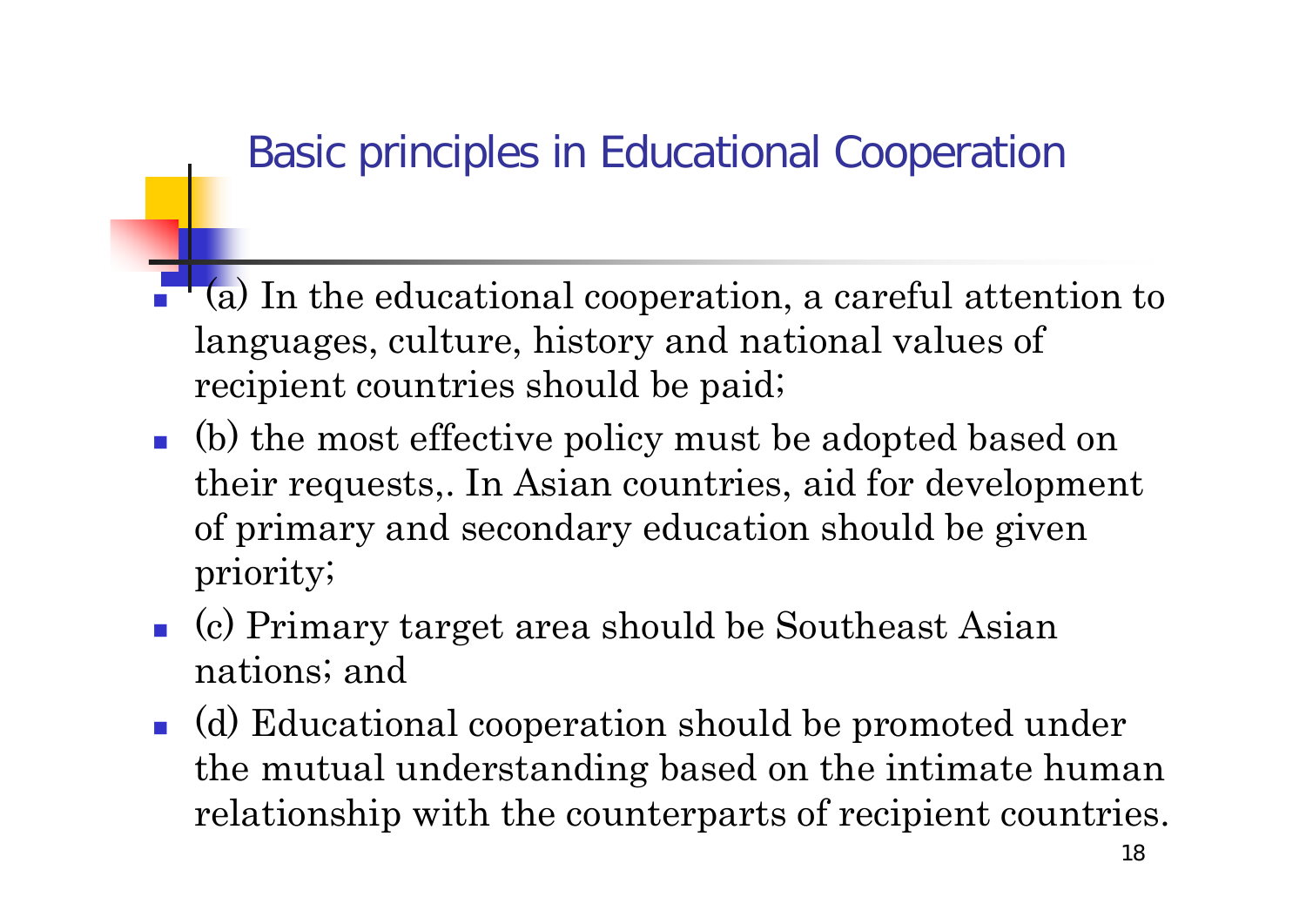## Basic principles in Educational Cooperation

- (a) In the educational cooperation, a careful attention to languages, culture, history and national values of recipient countries should be paid;
- (b) the most effective policy must be adopted based on their requests,. In Asian countries, aid for development of primary and secondary education should be given priority;
- (c) Primary target area should be Southeast Asian nations; and
- (d) Educational cooperation should be promoted under the mutual understanding based on the intimate human relationship with the counterparts of recipient countries.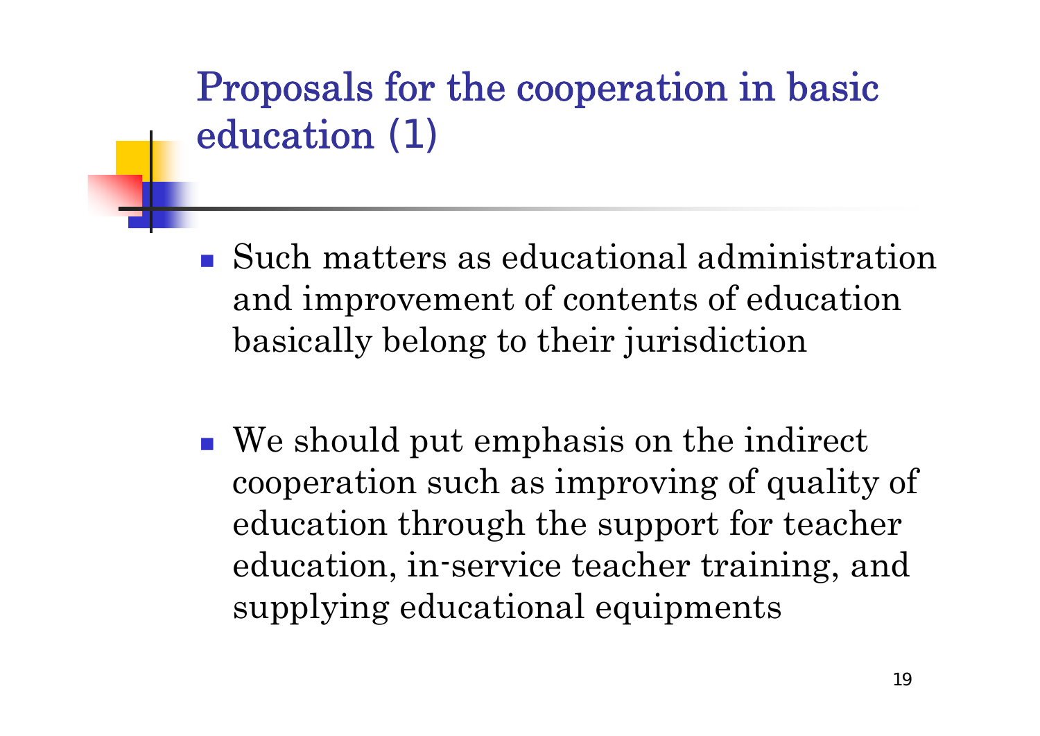# Proposals for the cooperation in basic education (1)

- Such matters as educational administration and improvement of contents of education basically belong to their jurisdiction

- We should put emphasis on the indirect cooperation such as improving of quality of education through the support for teacher education, in-service teacher training, and supplying educational equipments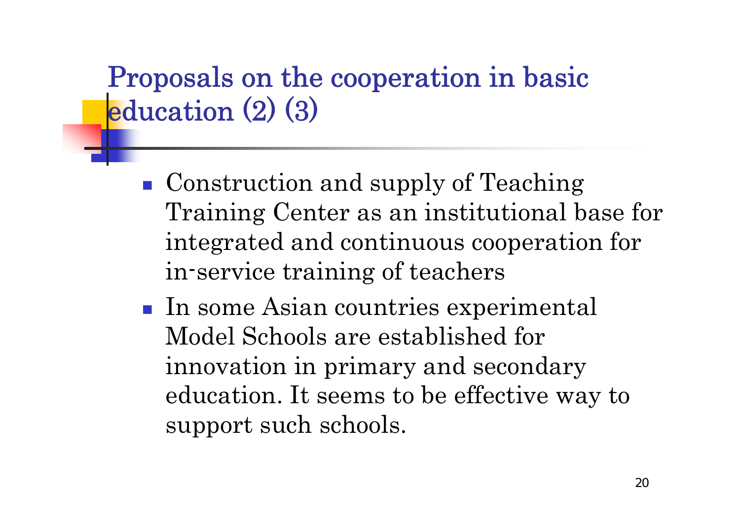# Proposals on the cooperation in basic education (2) (3)

- Construction and supply of Teaching Training Center as an institutional base for integrated and continuous cooperation for in-service training of teachers
- In some Asian countries experimental Model Schools are established for innovation in primary and secondary education. It seems to be effective way to support such schools.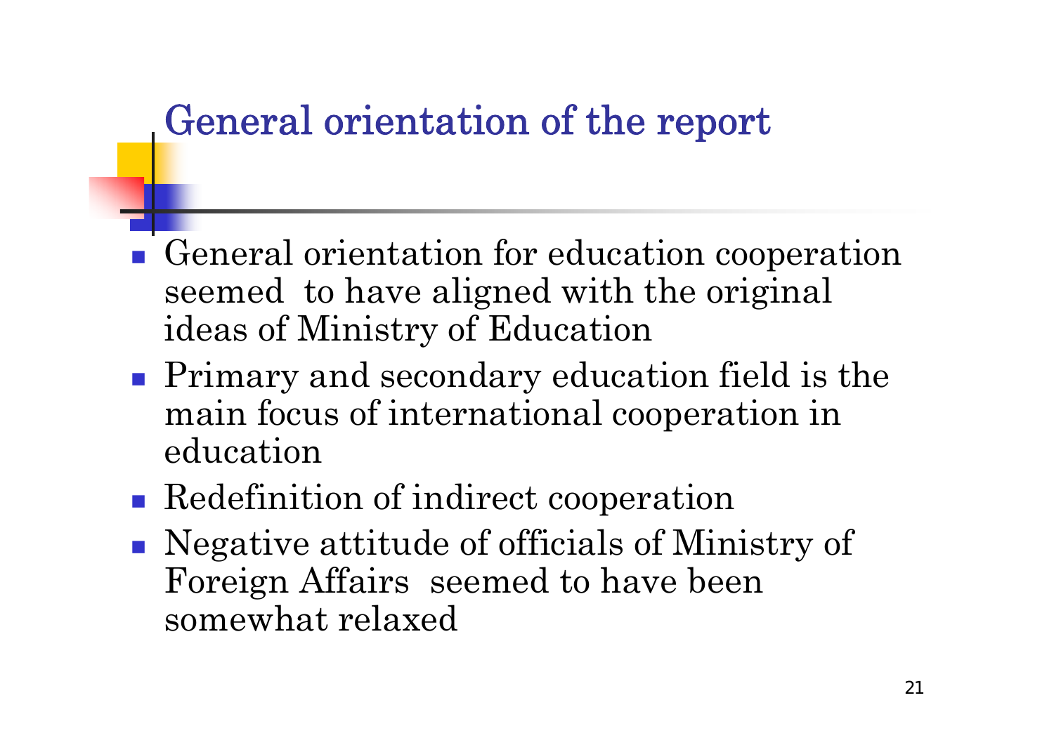# General orientation of the report

- General orientation for education cooperation seemed to have aligned with the original ideas of Ministry of Education
- Primary and secondary education field is the main focus of international cooperation in education
- Redefinition of indirect cooperation
- Negative attitude of officials of Ministry of Foreign Affairs seemed to have been somewhat relaxed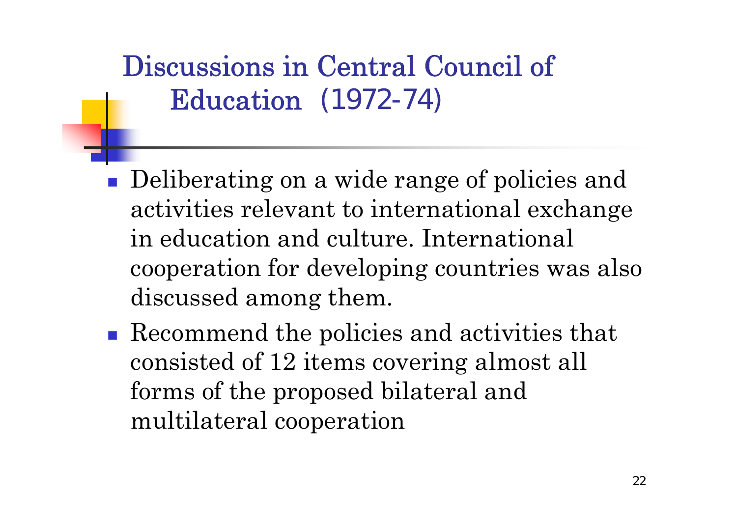# Discussions in Central Council of Education (1972-74)

- Deliberating on a wide range of policies and activities relevant to international exchange in education and culture. International cooperation for developing countries was also discussed among them.
- Recommend the policies and activities that consisted of 12 items covering almost all forms of the proposed bilateral and multilateral cooperation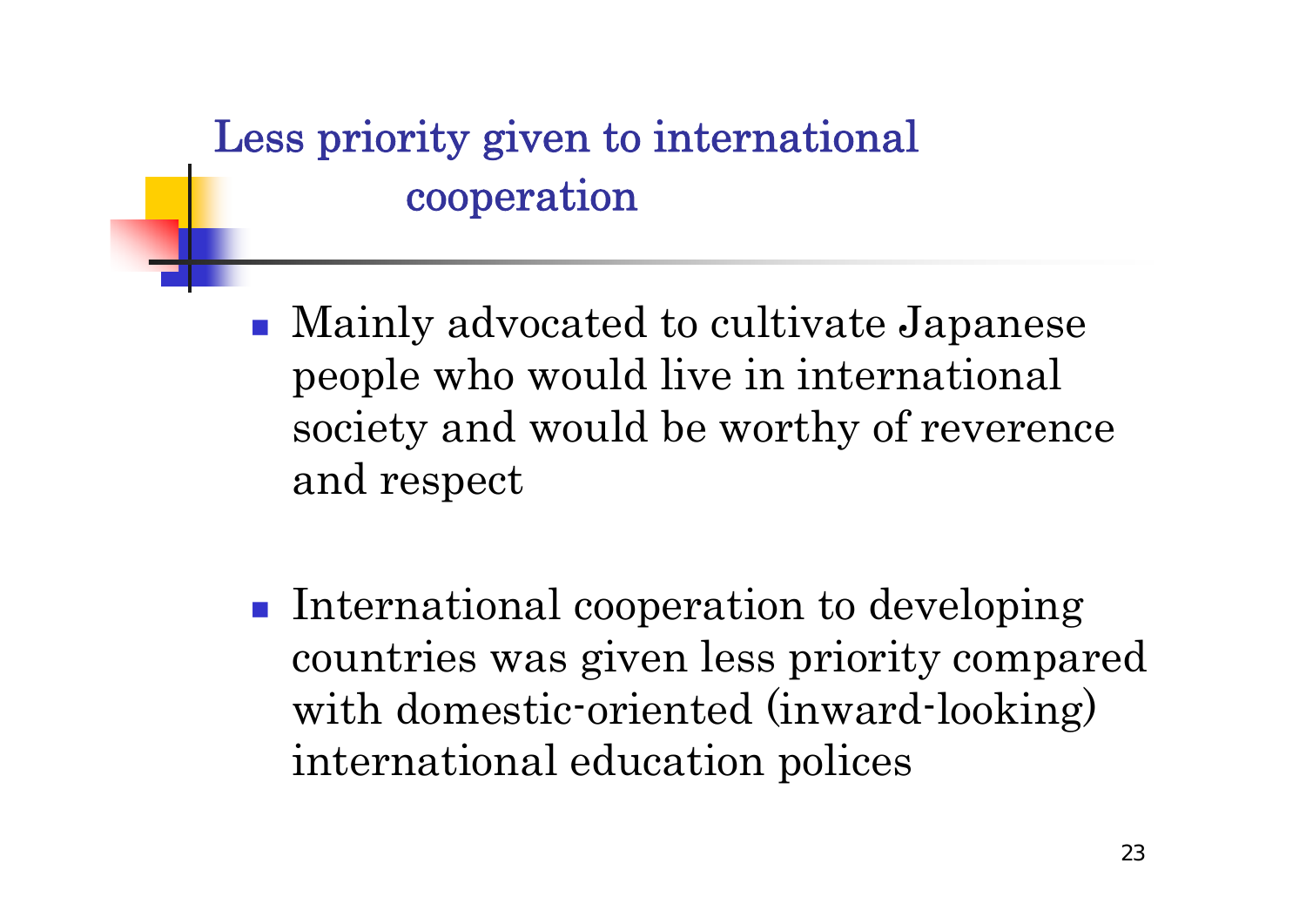# Less priority given to international cooperation

- Mainly advocated to cultivate Japanese people who would live in international society and would be worthy of reverence and respect

- International cooperation to developing countries was given less priority compared with domestic-oriented (inward-looking) international education polices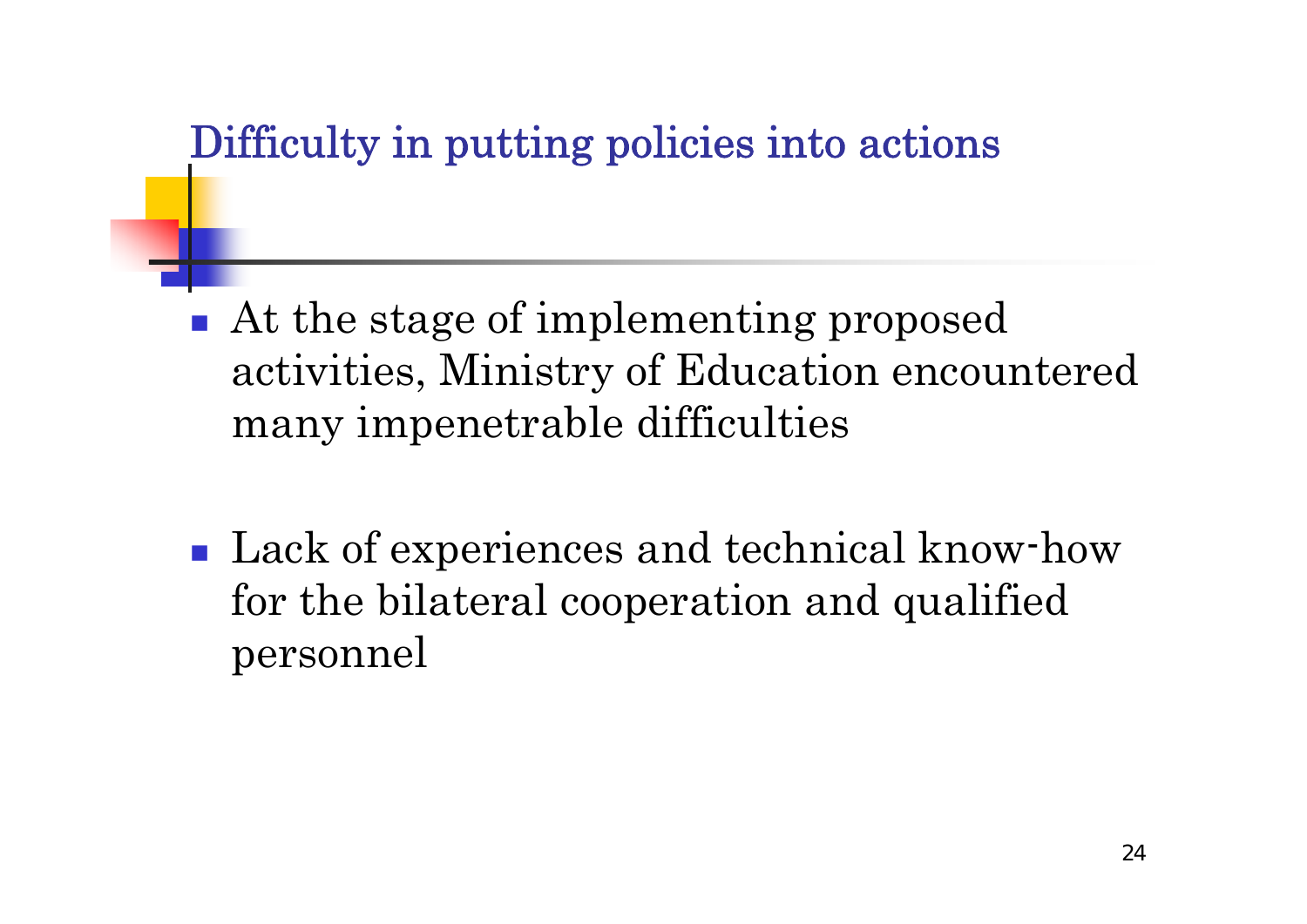## Difficulty in putting policies into actions

- At the stage of implementing proposed activities, Ministry of Education encountered many impenetrable difficulties
- Lack of experiences and technical know-how for the bilateral cooperation and qualified personnel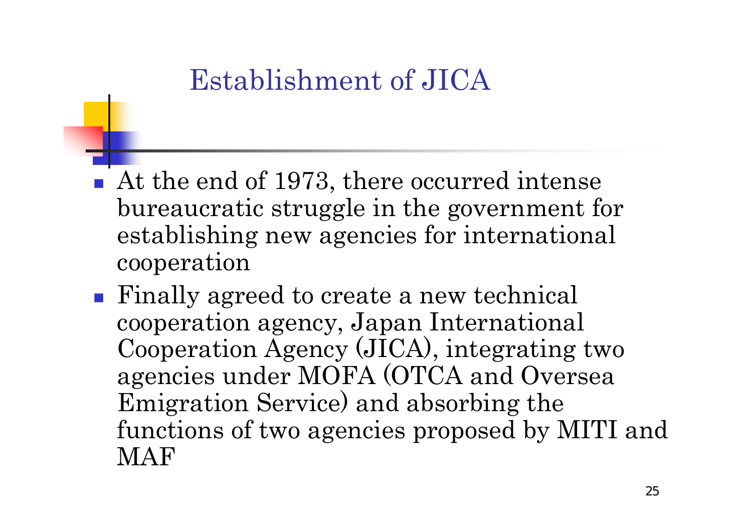# Establishment of JICA

- At the end of 1973, there occurred intense bureaucratic struggle in the government for establishing new agencies for international cooperation
- Finally agreed to create a new technical cooperation agency, Japan International Cooperation Agency (JICA), integrating two agencies under MOFA (OTCA and Oversea Emigration Service) and absorbing the functions of two agencies proposed by MITI and MAF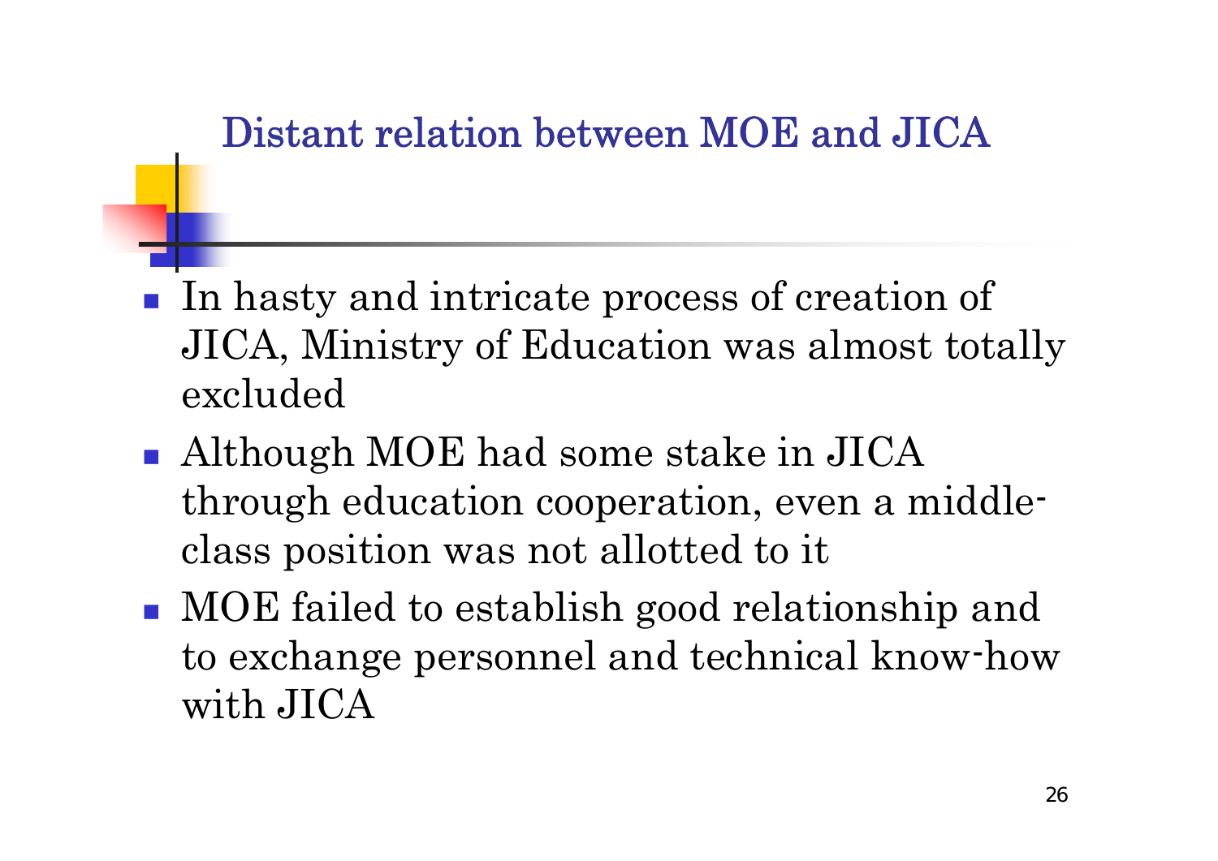## Distant relation between MOE and JICA

- In hasty and intricate process of creation of JICA, Ministry of Education was almost totally excluded
- Although MOE had some stake in JICA through education cooperation, even a middle-class position was not allotted to it
- MOE failed to establish good relationship and to exchange personnel and technical know-how with JICA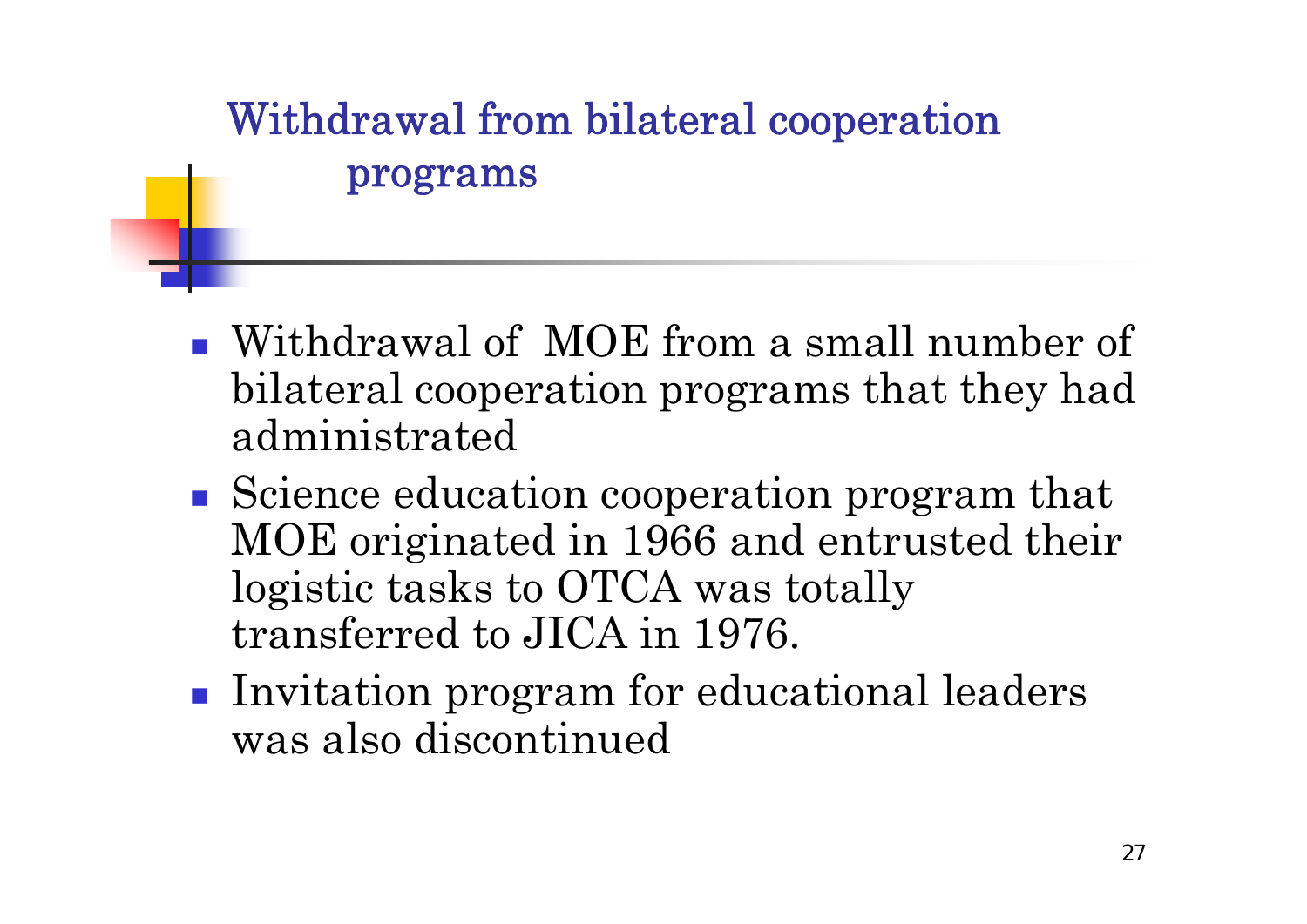# Withdrawal from bilateral cooperation programs

- Withdrawal of MOE from a small number of bilateral cooperation programs that they had administrated
- Science education cooperation program that MOE originated in 1966 and entrusted their logistic tasks to OTCA was totally transferred to JICA in 1976.
- Invitation program for educational leaders was also discontinued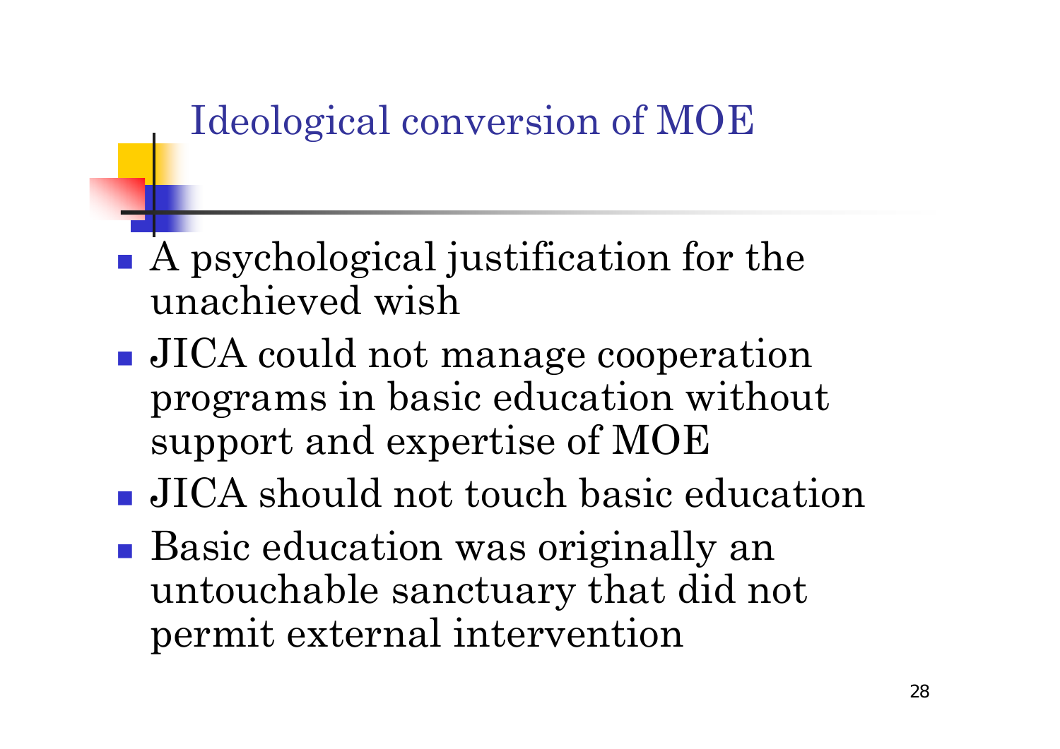# Ideological conversion of MOE

- A psychological justification for the unachieved wish
- JICA could not manage cooperation programs in basic education without support and expertise of MOE
- JICA should not touch basic education
- Basic education was originally an untouchable sanctuary that did not permit external intervention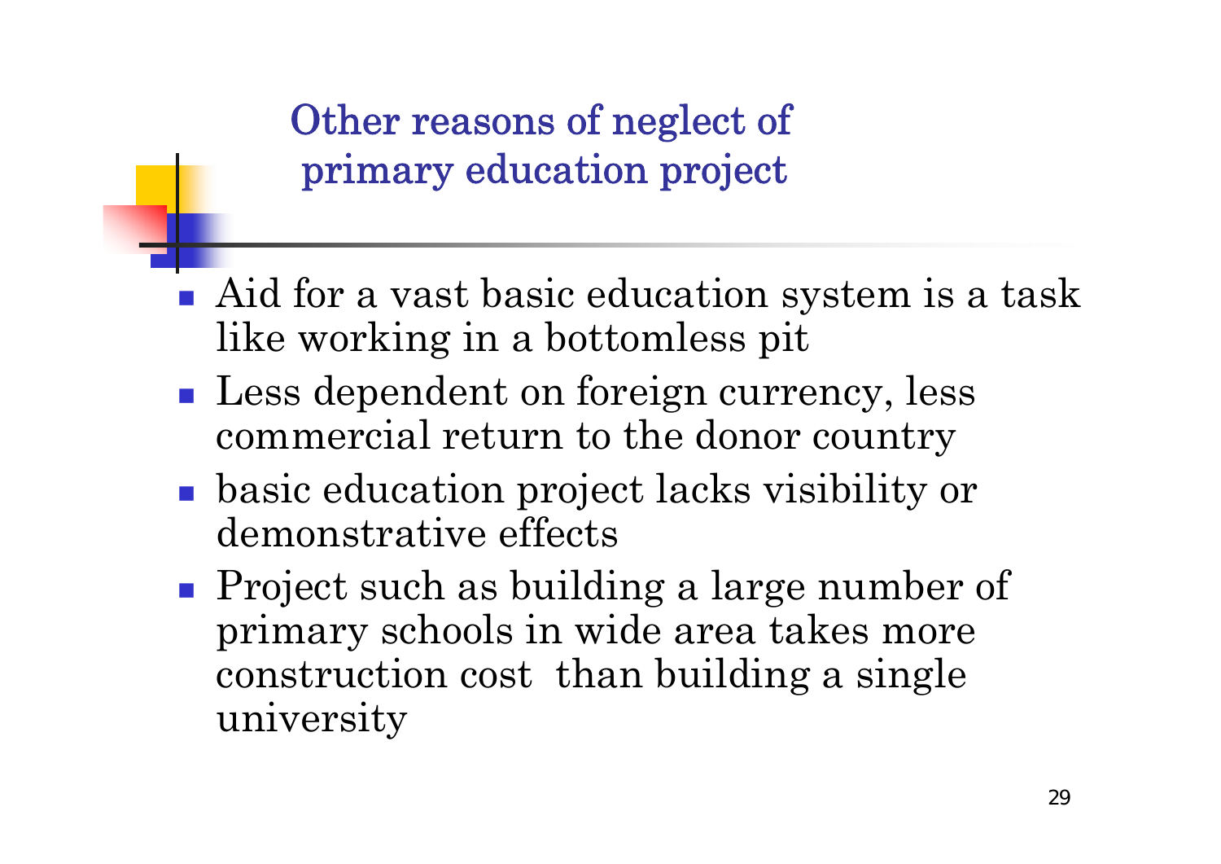# Other reasons of neglect of primary education project

- Aid for a vast basic education system is a task like working in a bottomless pit
- Less dependent on foreign currency, less commercial return to the donor country
- basic education project lacks visibility or demonstrative effects
- Project such as building a large number of primary schools in wide area takes more construction cost than building a single university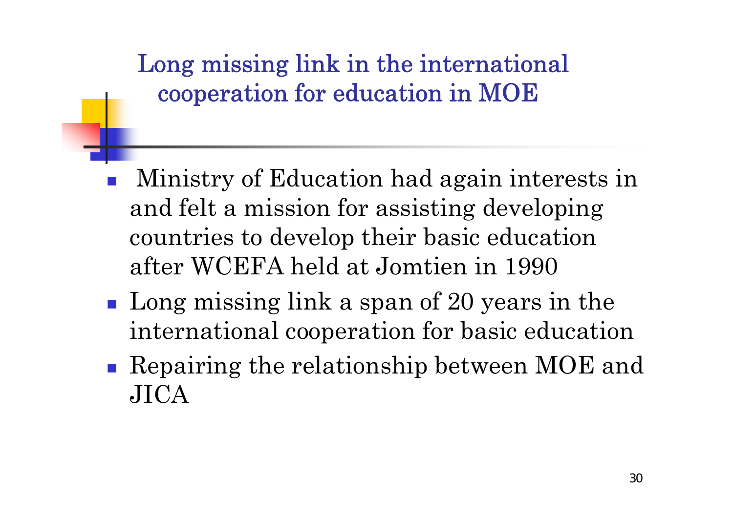# Long missing link in the international cooperation for education in MOE

- Ministry of Education had again interests in and felt a mission for assisting developing countries to develop their basic education after WCEFA held at Jomtien in 1990
- Long missing link a span of 20 years in the international cooperation for basic education
- Repairing the relationship between MOE and JICA